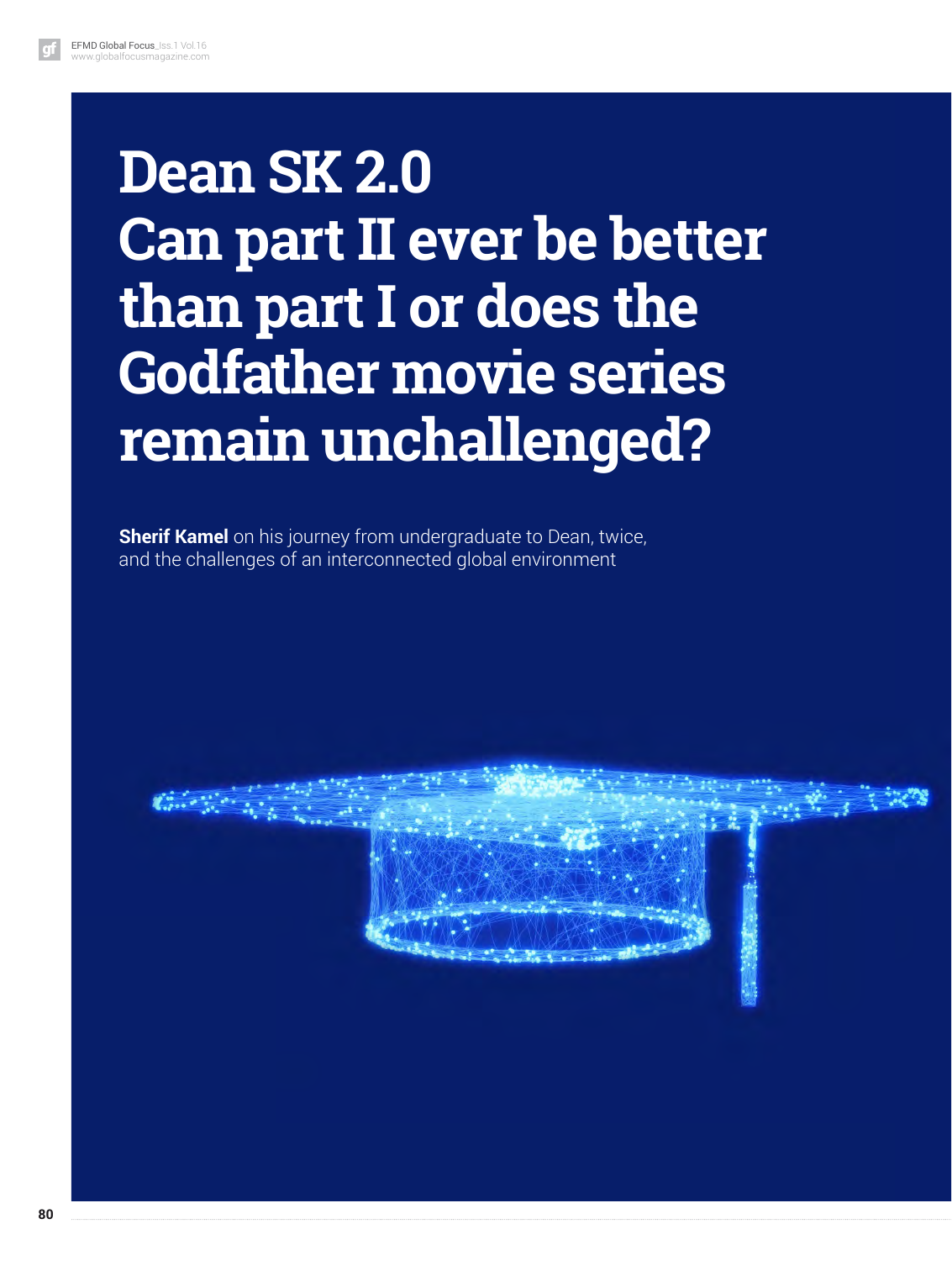# Dean SK 2.0
# Can part II ever be better than part I or does the Godfather movie series remain unchallenged?

**Sherif Kamel** on his journey from undergraduate to Dean, twice, and the challenges of an interconnected global environment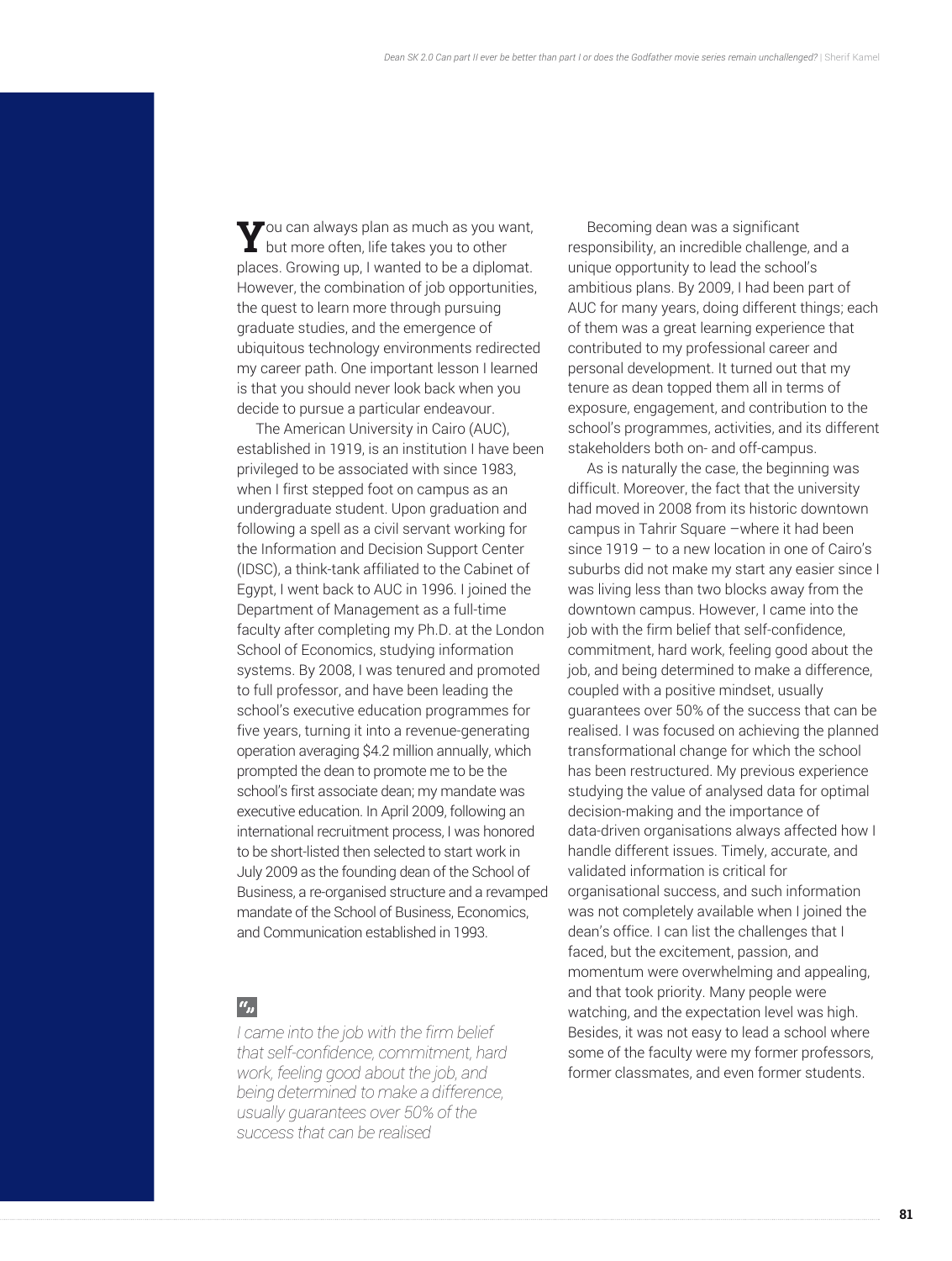You can always plan as much as you want, but more often, life takes you to other places. Growing up, I wanted to be a diplomat. However, the combination of job opportunities, the quest to learn more through pursuing graduate studies, and the emergence of ubiquitous technology environments redirected my career path. One important lesson I learned is that you should never look back when you decide to pursue a particular endeavour.

The American University in Cairo (AUC), established in 1919, is an institution I have been privileged to be associated with since 1983, when I first stepped foot on campus as an undergraduate student. Upon graduation and following a spell as a civil servant working for the Information and Decision Support Center (IDSC), a think-tank affiliated to the Cabinet of Egypt, I went back to AUC in 1996. I joined the Department of Management as a full-time faculty after completing my Ph.D. at the London School of Economics, studying information systems. By 2008, I was tenured and promoted to full professor, and have been leading the school's executive education programmes for five years, turning it into a revenue-generating operation averaging $4.2 million annually, which prompted the dean to promote me to be the school's first associate dean; my mandate was executive education. In April 2009, following an international recruitment process, I was honored to be short-listed then selected to start work in July 2009 as the founding dean of the School of Business, a re-organised structure and a revamped mandate of the School of Business, Economics, and Communication established in 1993.

> *I came into the job with the firm belief that self-confidence, commitment, hard work, feeling good about the job, and being determined to make a difference, usually guarantees over 50% of the success that can be realised*

Becoming dean was a significant responsibility, an incredible challenge, and a unique opportunity to lead the school's ambitious plans. By 2009, I had been part of AUC for many years, doing different things; each of them was a great learning experience that contributed to my professional career and personal development. It turned out that my tenure as dean topped them all in terms of exposure, engagement, and contribution to the school's programmes, activities, and its different stakeholders both on- and off-campus.

As is naturally the case, the beginning was difficult. Moreover, the fact that the university had moved in 2008 from its historic downtown campus in Tahrir Square –where it had been since 1919 – to a new location in one of Cairo's suburbs did not make my start any easier since I was living less than two blocks away from the downtown campus. However, I came into the job with the firm belief that self-confidence, commitment, hard work, feeling good about the job, and being determined to make a difference, coupled with a positive mindset, usually guarantees over 50% of the success that can be realised. I was focused on achieving the planned transformational change for which the school has been restructured. My previous experience studying the value of analysed data for optimal decision-making and the importance of data-driven organisations always affected how I handle different issues. Timely, accurate, and validated information is critical for organisational success, and such information was not completely available when I joined the dean's office. I can list the challenges that I faced, but the excitement, passion, and momentum were overwhelming and appealing, and that took priority. Many people were watching, and the expectation level was high. Besides, it was not easy to lead a school where some of the faculty were my former professors, former classmates, and even former students.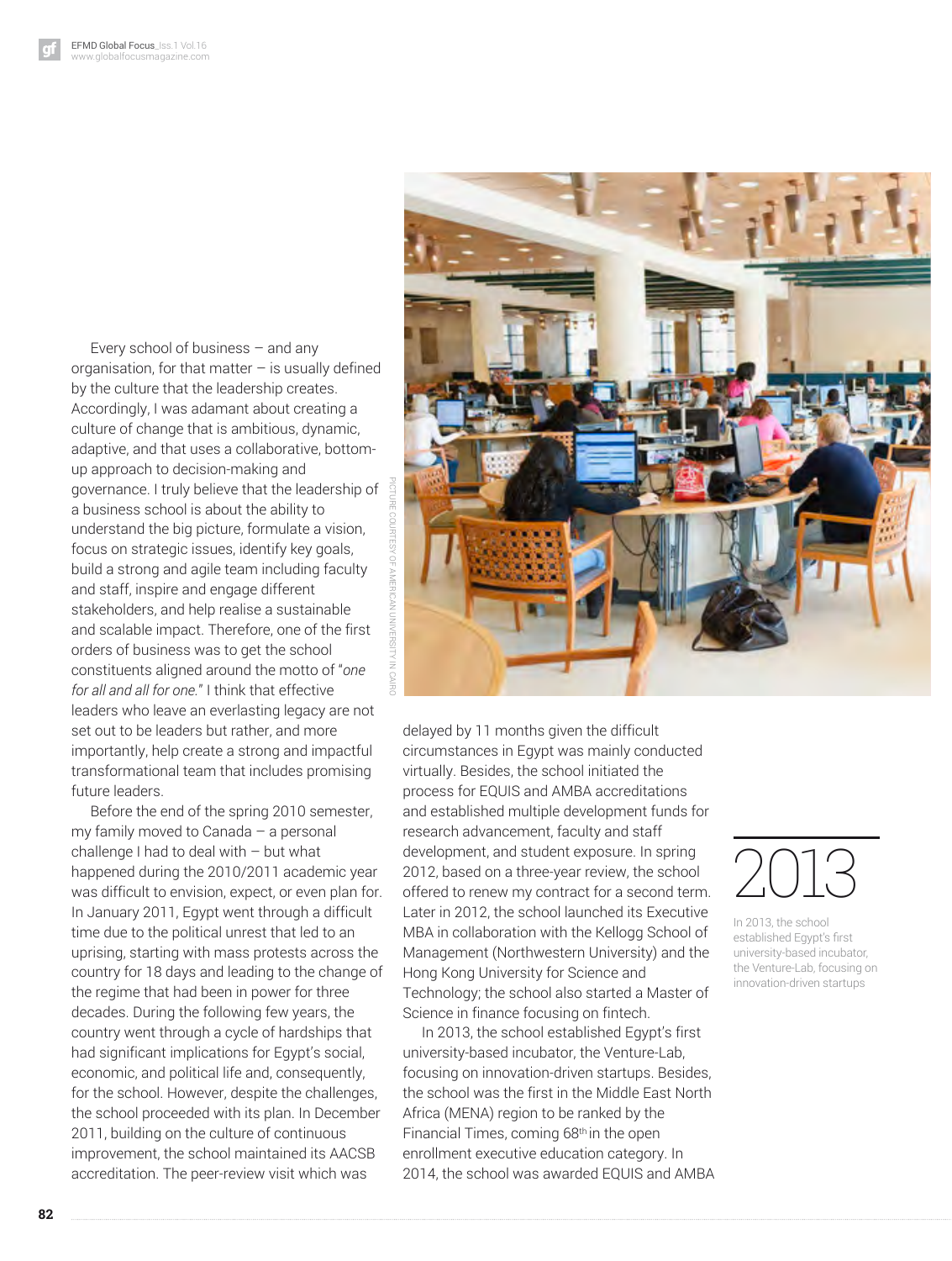Every school of business – and any organisation, for that matter – is usually defined by the culture that the leadership creates. Accordingly, I was adamant about creating a culture of change that is ambitious, dynamic, adaptive, and that uses a collaborative, bottom-up approach to decision-making and governance. I truly believe that the leadership of a business school is about the ability to understand the big picture, formulate a vision, focus on strategic issues, identify key goals, build a strong and agile team including faculty and staff, inspire and engage different stakeholders, and help realise a sustainable and scalable impact. Therefore, one of the first orders of business was to get the school constituents aligned around the motto of "*one for all and all for one.*" I think that effective leaders who leave an everlasting legacy are not set out to be leaders but rather, and more importantly, help create a strong and impactful transformational team that includes promising future leaders.

Before the end of the spring 2010 semester, my family moved to Canada – a personal challenge I had to deal with – but what happened during the 2010/2011 academic year was difficult to envision, expect, or even plan for. In January 2011, Egypt went through a difficult time due to the political unrest that led to an uprising, starting with mass protests across the country for 18 days and leading to the change of the regime that had been in power for three decades. During the following few years, the country went through a cycle of hardships that had significant implications for Egypt's social, economic, and political life and, consequently, for the school. However, despite the challenges, the school proceeded with its plan. In December 2011, building on the culture of continuous improvement, the school maintained its AACSB accreditation. The peer-review visit which was delayed by 11 months given the difficult circumstances in Egypt was mainly conducted virtually. Besides, the school initiated the process for EQUIS and AMBA accreditations and established multiple development funds for research advancement, faculty and staff development, and student exposure. In spring 2012, based on a three-year review, the school offered to renew my contract for a second term. Later in 2012, the school launched its Executive MBA in collaboration with the Kellogg School of Management (Northwestern University) and the Hong Kong University for Science and Technology; the school also started a Master of Science in finance focusing on fintech.

PICTURE COURTESY OF AMERICAN UNIVERSITY IN CAIRO

# 2013

In 2013, the school established Egypt's first university-based incubator, the Venture-Lab, focusing on innovation-driven startups

In 2013, the school established Egypt's first university-based incubator, the Venture-Lab, focusing on innovation-driven startups. Besides, the school was the first in the Middle East North Africa (MENA) region to be ranked by the Financial Times, coming 68th in the open enrollment executive education category. In 2014, the school was awarded EQUIS and AMBA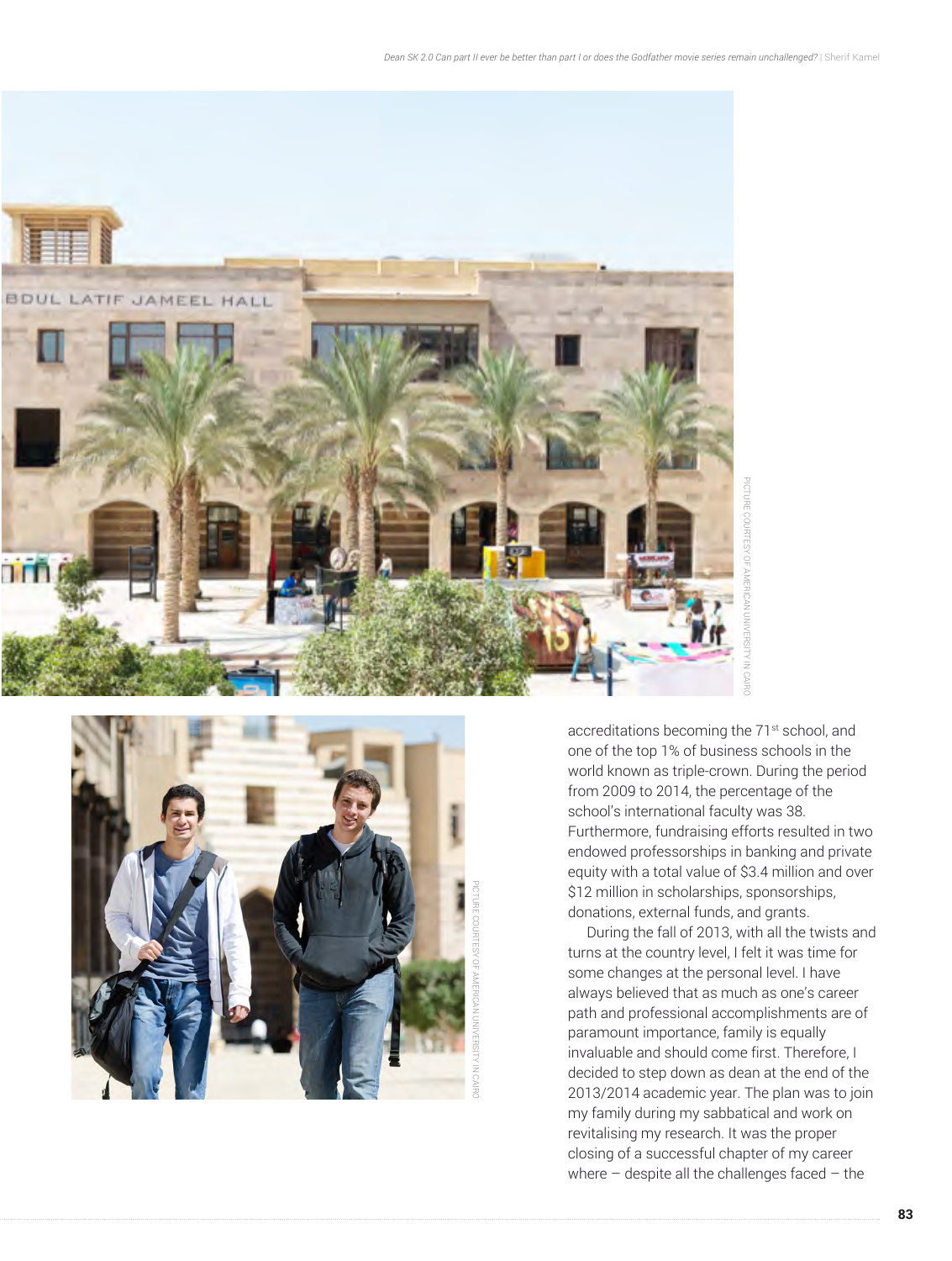PICTURE COURTESY OF AMERICAN UNIVERSITY IN CAIRO

PICTURE COURTESY OF AMERICAN UNIVERSITY IN CAIRO

accreditations becoming the 71st school, and one of the top 1% of business schools in the world known as triple-crown. During the period from 2009 to 2014, the percentage of the school's international faculty was 38. Furthermore, fundraising efforts resulted in two endowed professorships in banking and private equity with a total value of $3.4 million and over $12 million in scholarships, sponsorships, donations, external funds, and grants.

During the fall of 2013, with all the twists and turns at the country level, I felt it was time for some changes at the personal level. I have always believed that as much as one's career path and professional accomplishments are of paramount importance, family is equally invaluable and should come first. Therefore, I decided to step down as dean at the end of the 2013/2014 academic year. The plan was to join my family during my sabbatical and work on revitalising my research. It was the proper closing of a successful chapter of my career where – despite all the challenges faced – the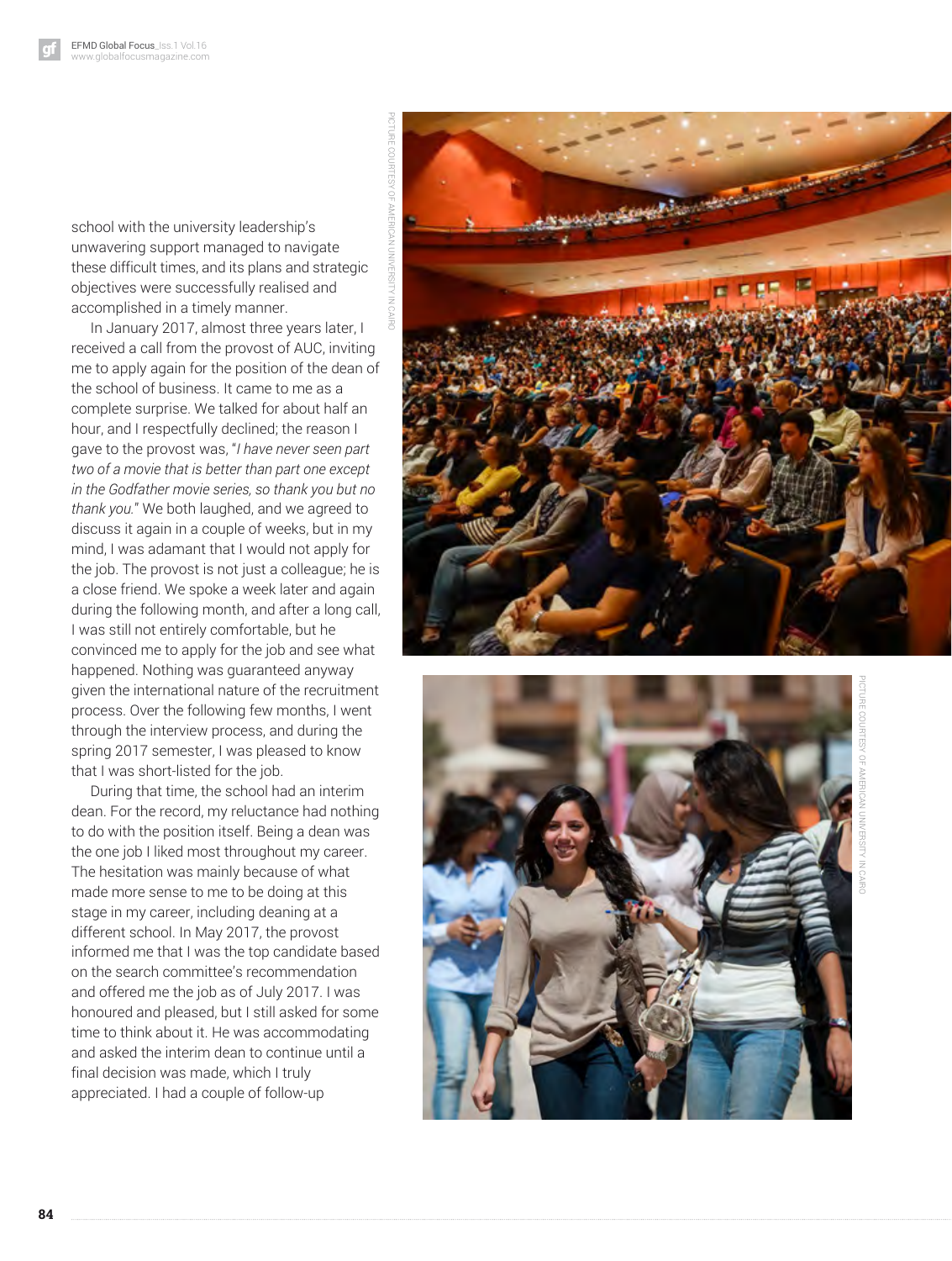school with the university leadership's unwavering support managed to navigate these difficult times, and its plans and strategic objectives were successfully realised and accomplished in a timely manner.

In January 2017, almost three years later, I received a call from the provost of AUC, inviting me to apply again for the position of the dean of the school of business. It came to me as a complete surprise. We talked for about half an hour, and I respectfully declined; the reason I gave to the provost was, "*I have never seen part two of a movie that is better than part one except in the Godfather movie series, so thank you but no thank you.*" We both laughed, and we agreed to discuss it again in a couple of weeks, but in my mind, I was adamant that I would not apply for the job. The provost is not just a colleague; he is a close friend. We spoke a week later and again during the following month, and after a long call, I was still not entirely comfortable, but he convinced me to apply for the job and see what happened. Nothing was guaranteed anyway given the international nature of the recruitment process. Over the following few months, I went through the interview process, and during the spring 2017 semester, I was pleased to know that I was short-listed for the job.

During that time, the school had an interim dean. For the record, my reluctance had nothing to do with the position itself. Being a dean was the one job I liked most throughout my career. The hesitation was mainly because of what made more sense to me to be doing at this stage in my career, including deaning at a different school. In May 2017, the provost informed me that I was the top candidate based on the search committee's recommendation and offered me the job as of July 2017. I was honoured and pleased, but I still asked for some time to think about it. He was accommodating and asked the interim dean to continue until a final decision was made, which I truly appreciated. I had a couple of follow-up

PICTURE COURTESY OF AMERICAN UNIVERSITY IN CAIRO

PICTURE COURTESY OF AMERICAN UNIVERSITY IN CAIRO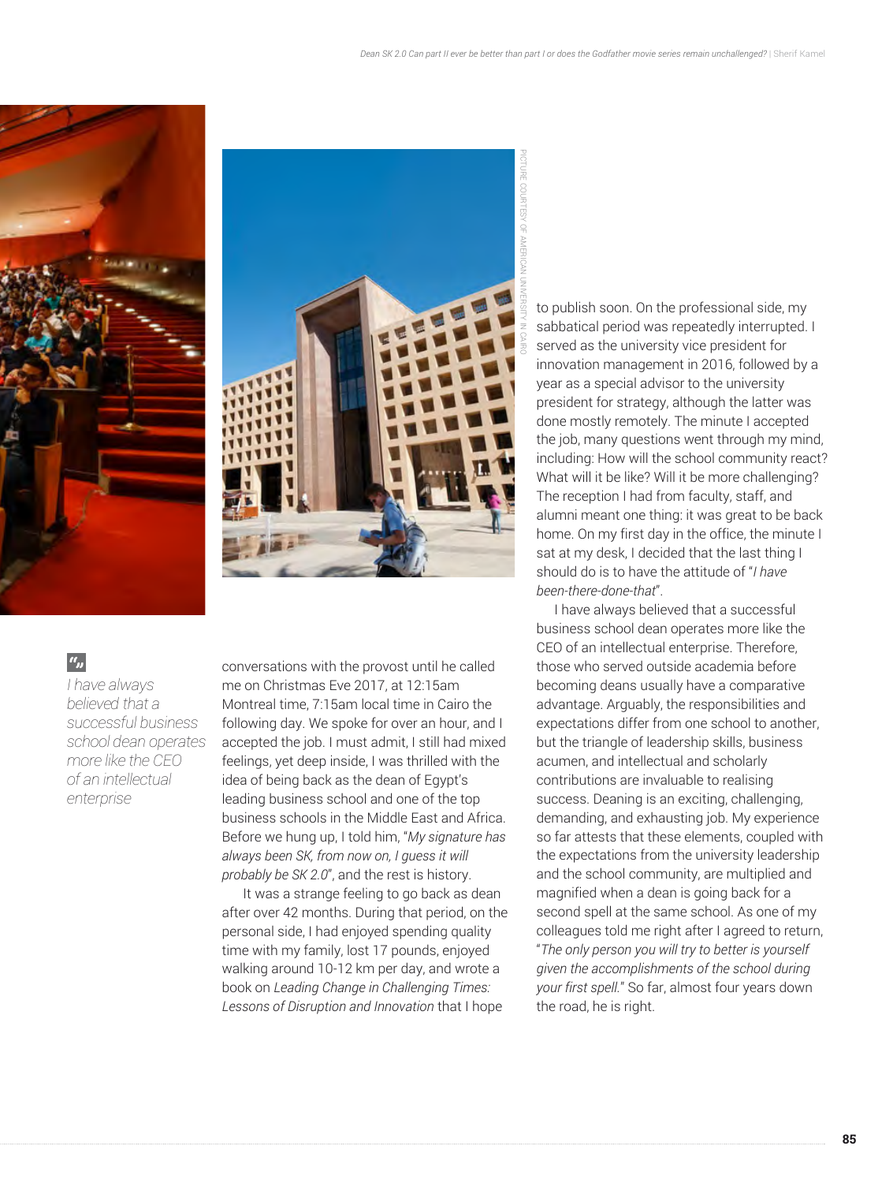conversations with the provost until he called me on Christmas Eve 2017, at 12:15am Montreal time, 7:15am local time in Cairo the following day. We spoke for over an hour, and I accepted the job. I must admit, I still had mixed feelings, yet deep inside, I was thrilled with the idea of being back as the dean of Egypt's leading business school and one of the top business schools in the Middle East and Africa. Before we hung up, I told him, "*My signature has always been SK, from now on, I guess it will probably be SK 2.0*", and the rest is history.

It was a strange feeling to go back as dean after over 42 months. During that period, on the personal side, I had enjoyed spending quality time with my family, lost 17 pounds, enjoyed walking around 10-12 km per day, and wrote a book on *Leading Change in Challenging Times: Lessons of Disruption and Innovation* that I hope to publish soon. On the professional side, my sabbatical period was repeatedly interrupted. I served as the university vice president for innovation management in 2016, followed by a year as a special advisor to the university president for strategy, although the latter was done mostly remotely. The minute I accepted the job, many questions went through my mind, including: How will the school community react? What will it be like? Will it be more challenging? The reception I had from faculty, staff, and alumni meant one thing: it was great to be back home. On my first day in the office, the minute I sat at my desk, I decided that the last thing I should do is to have the attitude of "*I have been-there-done-that*".

> *I have always believed that a successful business school dean operates more like the CEO of an intellectual enterprise*

I have always believed that a successful business school dean operates more like the CEO of an intellectual enterprise. Therefore, those who served outside academia before becoming deans usually have a comparative advantage. Arguably, the responsibilities and expectations differ from one school to another, but the triangle of leadership skills, business acumen, and intellectual and scholarly contributions are invaluable to realising success. Deaning is an exciting, challenging, demanding, and exhausting job. My experience so far attests that these elements, coupled with the expectations from the university leadership and the school community, are multiplied and magnified when a dean is going back for a second spell at the same school. As one of my colleagues told me right after I agreed to return, "*The only person you will try to better is yourself given the accomplishments of the school during your first spell.*" So far, almost four years down the road, he is right.

PICTURE COURTESY OF AMERICAN UNIVERSITY IN CAIRO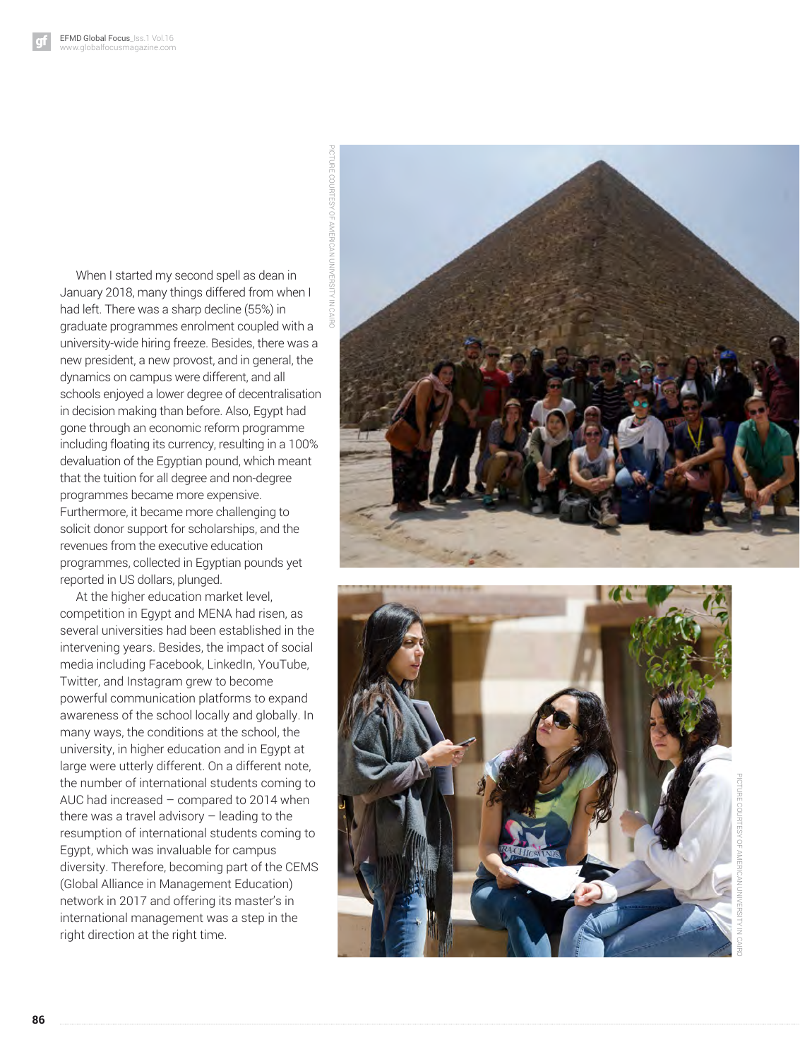When I started my second spell as dean in January 2018, many things differed from when I had left. There was a sharp decline (55%) in graduate programmes enrolment coupled with a university-wide hiring freeze. Besides, there was a new president, a new provost, and in general, the dynamics on campus were different, and all schools enjoyed a lower degree of decentralisation in decision making than before. Also, Egypt had gone through an economic reform programme including floating its currency, resulting in a 100% devaluation of the Egyptian pound, which meant that the tuition for all degree and non-degree programmes became more expensive. Furthermore, it became more challenging to solicit donor support for scholarships, and the revenues from the executive education programmes, collected in Egyptian pounds yet reported in US dollars, plunged.

At the higher education market level, competition in Egypt and MENA had risen, as several universities had been established in the intervening years. Besides, the impact of social media including Facebook, LinkedIn, YouTube, Twitter, and Instagram grew to become powerful communication platforms to expand awareness of the school locally and globally. In many ways, the conditions at the school, the university, in higher education and in Egypt at large were utterly different. On a different note, the number of international students coming to AUC had increased – compared to 2014 when there was a travel advisory – leading to the resumption of international students coming to Egypt, which was invaluable for campus diversity. Therefore, becoming part of the CEMS (Global Alliance in Management Education) network in 2017 and offering its master's in international management was a step in the right direction at the right time.

PICTURE COURTESY OF AMERICAN UNIVERSITY IN CAIRO

PICTURE COURTESY OF AMERICAN UNIVERSITY IN CAIRO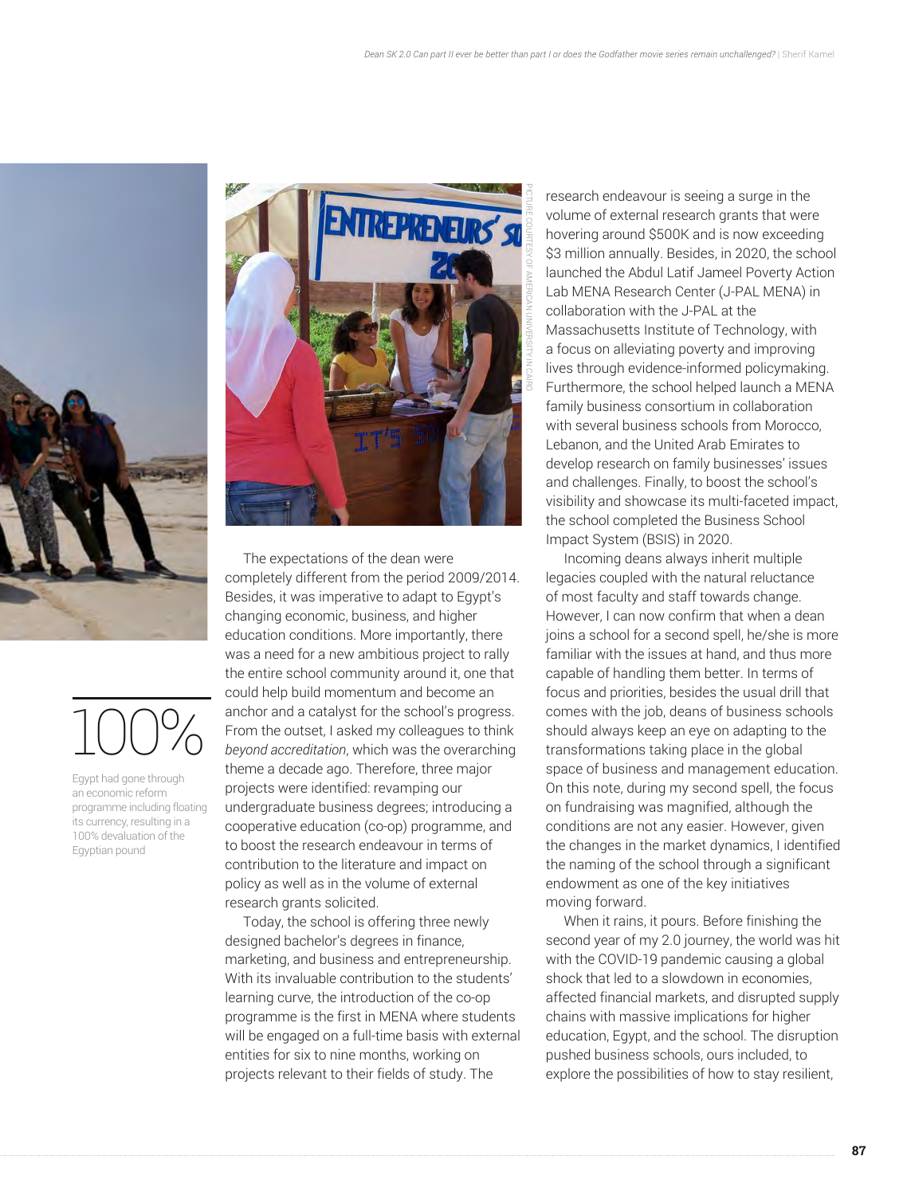100%

Egypt had gone through an economic reform programme including floating its currency, resulting in a 100% devaluation of the Egyptian pound

PICTURE COURTESY OF AMERICAN UNIVERSITY IN CAIRO

The expectations of the dean were completely different from the period 2009/2014. Besides, it was imperative to adapt to Egypt's changing economic, business, and higher education conditions. More importantly, there was a need for a new ambitious project to rally the entire school community around it, one that could help build momentum and become an anchor and a catalyst for the school's progress. From the outset, I asked my colleagues to think *beyond accreditation*, which was the overarching theme a decade ago. Therefore, three major projects were identified: revamping our undergraduate business degrees; introducing a cooperative education (co-op) programme, and to boost the research endeavour in terms of contribution to the literature and impact on policy as well as in the volume of external research grants solicited.

Today, the school is offering three newly designed bachelor's degrees in finance, marketing, and business and entrepreneurship. With its invaluable contribution to the students' learning curve, the introduction of the co-op programme is the first in MENA where students will be engaged on a full-time basis with external entities for six to nine months, working on projects relevant to their fields of study. The research endeavour is seeing a surge in the volume of external research grants that were hovering around $500K and is now exceeding $3 million annually. Besides, in 2020, the school launched the Abdul Latif Jameel Poverty Action Lab MENA Research Center (J-PAL MENA) in collaboration with the J-PAL at the Massachusetts Institute of Technology, with a focus on alleviating poverty and improving lives through evidence-informed policymaking. Furthermore, the school helped launch a MENA family business consortium in collaboration with several business schools from Morocco, Lebanon, and the United Arab Emirates to develop research on family businesses' issues and challenges. Finally, to boost the school's visibility and showcase its multi-faceted impact, the school completed the Business School Impact System (BSIS) in 2020.

Incoming deans always inherit multiple legacies coupled with the natural reluctance of most faculty and staff towards change. However, I can now confirm that when a dean joins a school for a second spell, he/she is more familiar with the issues at hand, and thus more capable of handling them better. In terms of focus and priorities, besides the usual drill that comes with the job, deans of business schools should always keep an eye on adapting to the transformations taking place in the global space of business and management education. On this note, during my second spell, the focus on fundraising was magnified, although the conditions are not any easier. However, given the changes in the market dynamics, I identified the naming of the school through a significant endowment as one of the key initiatives moving forward.

When it rains, it pours. Before finishing the second year of my 2.0 journey, the world was hit with the COVID-19 pandemic causing a global shock that led to a slowdown in economies, affected financial markets, and disrupted supply chains with massive implications for higher education, Egypt, and the school. The disruption pushed business schools, ours included, to explore the possibilities of how to stay resilient,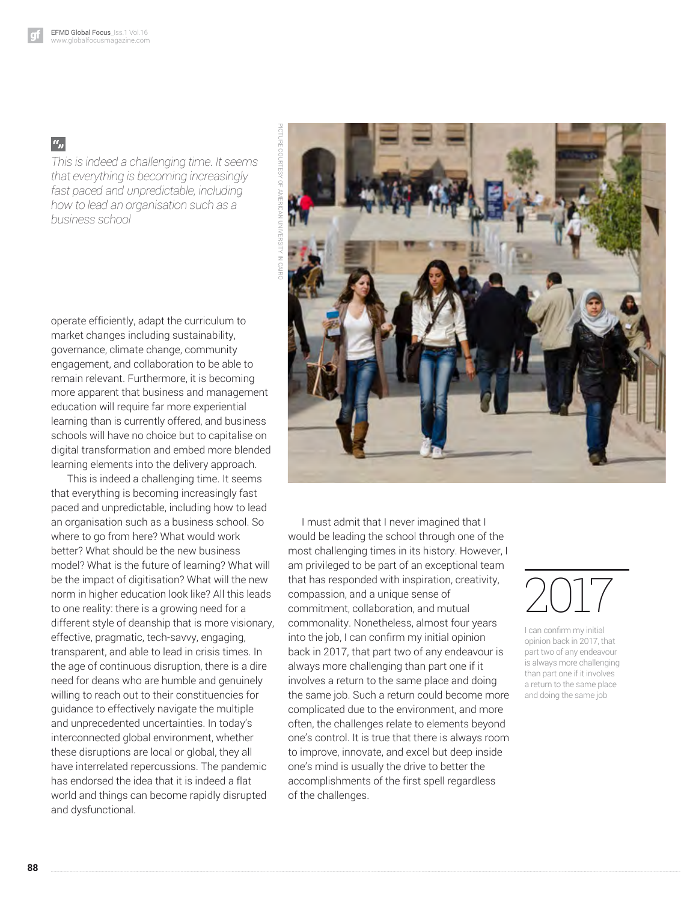> *This is indeed a challenging time. It seems that everything is becoming increasingly fast paced and unpredictable, including how to lead an organisation such as a business school*

operate efficiently, adapt the curriculum to market changes including sustainability, governance, climate change, community engagement, and collaboration to be able to remain relevant. Furthermore, it is becoming more apparent that business and management education will require far more experiential learning than is currently offered, and business schools will have no choice but to capitalise on digital transformation and embed more blended learning elements into the delivery approach.

This is indeed a challenging time. It seems that everything is becoming increasingly fast paced and unpredictable, including how to lead an organisation such as a business school. So where to go from here? What would work better? What should be the new business model? What is the future of learning? What will be the impact of digitisation? What will the new norm in higher education look like? All this leads to one reality: there is a growing need for a different style of deanship that is more visionary, effective, pragmatic, tech-savvy, engaging, transparent, and able to lead in crisis times. In the age of continuous disruption, there is a dire need for deans who are humble and genuinely willing to reach out to their constituencies for guidance to effectively navigate the multiple and unprecedented uncertainties. In today's interconnected global environment, whether these disruptions are local or global, they all have interrelated repercussions. The pandemic has endorsed the idea that it is indeed a flat world and things can become rapidly disrupted and dysfunctional.

PICTURE COURTESY OF AMERICAN UNIVERSITY IN CAIRO

I must admit that I never imagined that I would be leading the school through one of the most challenging times in its history. However, I am privileged to be part of an exceptional team that has responded with inspiration, creativity, compassion, and a unique sense of commitment, collaboration, and mutual commonality. Nonetheless, almost four years into the job, I can confirm my initial opinion back in 2017, that part two of any endeavour is always more challenging than part one if it involves a return to the same place and doing the same job. Such a return could become more complicated due to the environment, and more often, the challenges relate to elements beyond one's control. It is true that there is always room to improve, innovate, and excel but deep inside one's mind is usually the drive to better the accomplishments of the first spell regardless of the challenges.

**2017**

I can confirm my initial opinion back in 2017, that part two of any endeavour is always more challenging than part one if it involves a return to the same place and doing the same job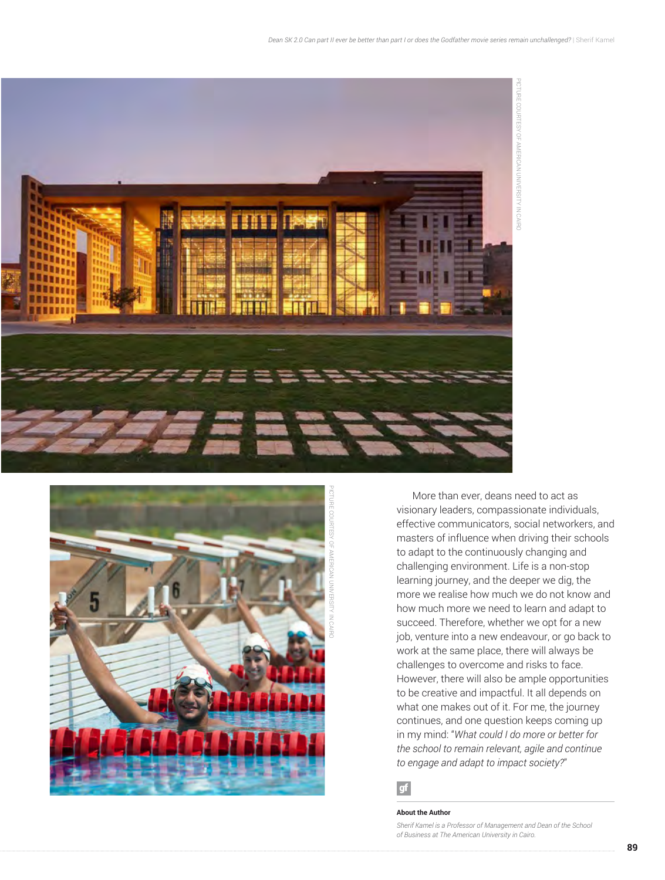PICTURE COURTESY OF AMERICAN UNIVERSITY IN CAIRO

PICTURE COURTESY OF AMERICAN UNIVERSITY IN CAIRO

More than ever, deans need to act as visionary leaders, compassionate individuals, effective communicators, social networkers, and masters of influence when driving their schools to adapt to the continuously changing and challenging environment. Life is a non-stop learning journey, and the deeper we dig, the more we realise how much we do not know and how much more we need to learn and adapt to succeed. Therefore, whether we opt for a new job, venture into a new endeavour, or go back to work at the same place, there will always be challenges to overcome and risks to face. However, there will also be ample opportunities to be creative and impactful. It all depends on what one makes out of it. For me, the journey continues, and one question keeps coming up in my mind: "*What could I do more or better for the school to remain relevant, agile and continue to engage and adapt to impact society?*"

**About the Author**

*Sherif Kamel is a Professor of Management and Dean of the School of Business at The American University in Cairo.*